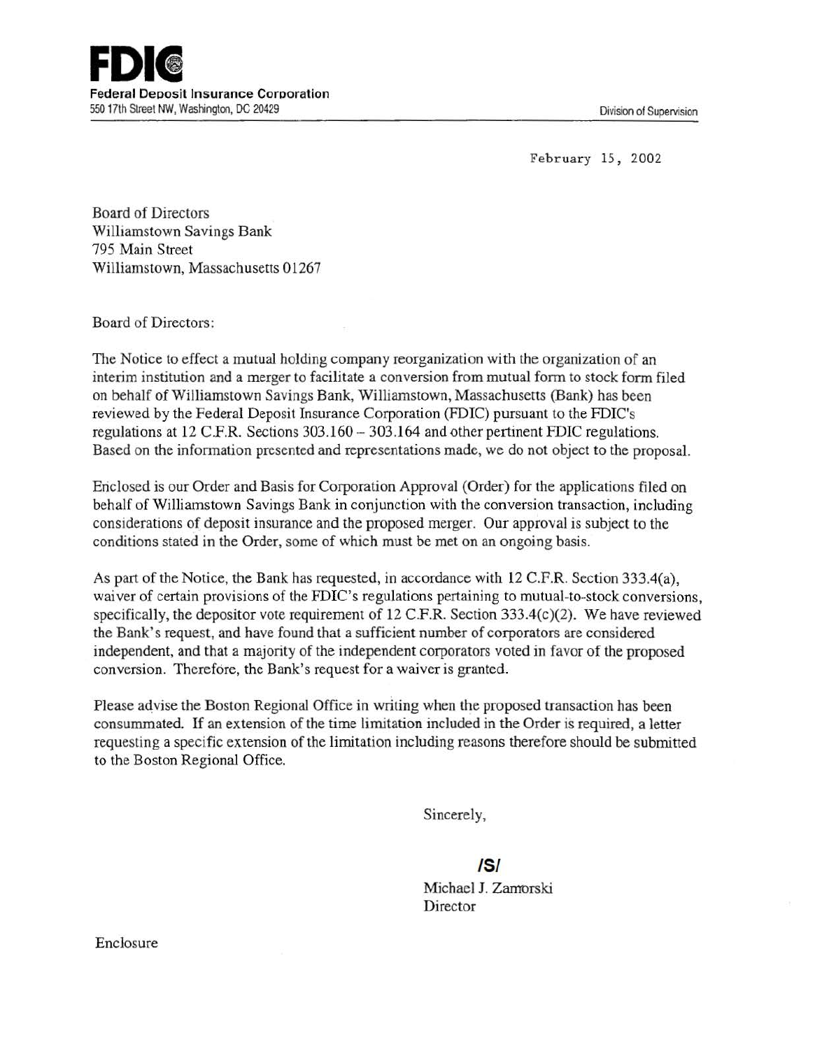**FDIC**

**Federal Deposit Insurance Corporation**
550 17th Street NW, Washington, DC 20429

Division of Supervision

February 15, 2002

Board of Directors
Williamstown Savings Bank
795 Main Street
Williamstown, Massachusetts 01267

Board of Directors:

The Notice to effect a mutual holding company reorganization with the organization of an interim institution and a merger to facilitate a conversion from mutual form to stock form filed on behalf of Williamstown Savings Bank, Williamstown, Massachusetts (Bank) has been reviewed by the Federal Deposit Insurance Corporation (FDIC) pursuant to the FDIC's regulations at 12 C.F.R. Sections 303.160 – 303.164 and other pertinent FDIC regulations. Based on the information presented and representations made, we do not object to the proposal.

Enclosed is our Order and Basis for Corporation Approval (Order) for the applications filed on behalf of Williamstown Savings Bank in conjunction with the conversion transaction, including considerations of deposit insurance and the proposed merger. Our approval is subject to the conditions stated in the Order, some of which must be met on an ongoing basis.

As part of the Notice, the Bank has requested, in accordance with 12 C.F.R. Section 333.4(a), waiver of certain provisions of the FDIC's regulations pertaining to mutual-to-stock conversions, specifically, the depositor vote requirement of 12 C.F.R. Section 333.4(c)(2). We have reviewed the Bank's request, and have found that a sufficient number of corporators are considered independent, and that a majority of the independent corporators voted in favor of the proposed conversion. Therefore, the Bank's request for a waiver is granted.

Please advise the Boston Regional Office in writing when the proposed transaction has been consummated. If an extension of the time limitation included in the Order is required, a letter requesting a specific extension of the limitation including reasons therefore should be submitted to the Boston Regional Office.

Sincerely,

**/S/**

Michael J. Zamorski
Director

Enclosure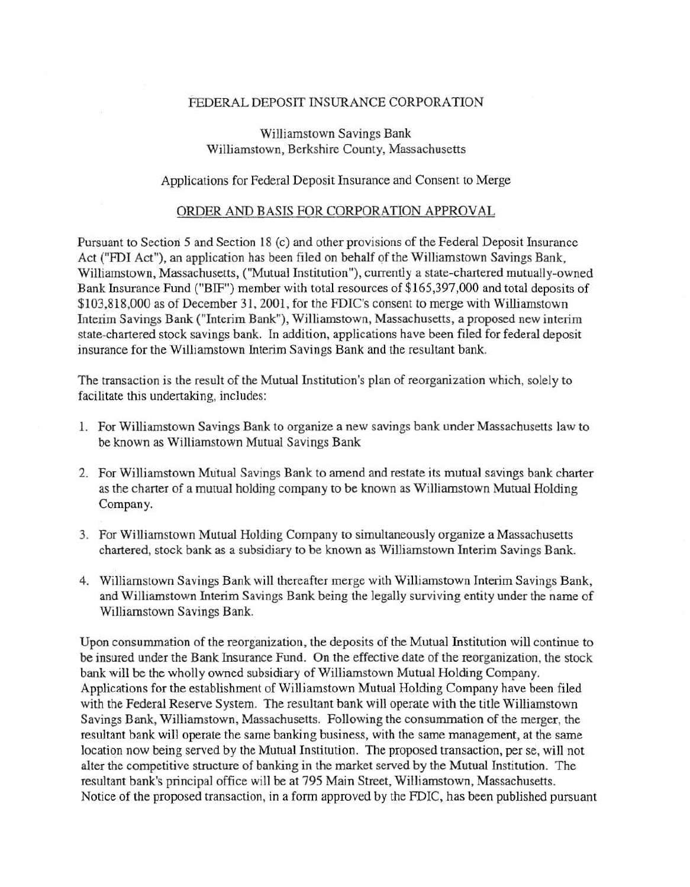FEDERAL DEPOSIT INSURANCE CORPORATION

Williamstown Savings Bank
Williamstown, Berkshire County, Massachusetts

Applications for Federal Deposit Insurance and Consent to Merge

ORDER AND BASIS FOR CORPORATION APPROVAL

Pursuant to Section 5 and Section 18 (c) and other provisions of the Federal Deposit Insurance Act ("FDI Act"), an application has been filed on behalf of the Williamstown Savings Bank, Williamstown, Massachusetts, ("Mutual Institution"), currently a state-chartered mutually-owned Bank Insurance Fund ("BIF") member with total resources of $165,397,000 and total deposits of $103,818,000 as of December 31, 2001, for the FDIC's consent to merge with Williamstown Interim Savings Bank ("Interim Bank"), Williamstown, Massachusetts, a proposed new interim state-chartered stock savings bank. In addition, applications have been filed for federal deposit insurance for the Williamstown Interim Savings Bank and the resultant bank.

The transaction is the result of the Mutual Institution's plan of reorganization which, solely to facilitate this undertaking, includes:

1. For Williamstown Savings Bank to organize a new savings bank under Massachusetts law to be known as Williamstown Mutual Savings Bank
2. For Williamstown Mutual Savings Bank to amend and restate its mutual savings bank charter as the charter of a mutual holding company to be known as Williamstown Mutual Holding Company.
3. For Williamstown Mutual Holding Company to simultaneously organize a Massachusetts chartered, stock bank as a subsidiary to be known as Williamstown Interim Savings Bank.
4. Williamstown Savings Bank will thereafter merge with Williamstown Interim Savings Bank, and Williamstown Interim Savings Bank being the legally surviving entity under the name of Williamstown Savings Bank.

Upon consummation of the reorganization, the deposits of the Mutual Institution will continue to be insured under the Bank Insurance Fund. On the effective date of the reorganization, the stock bank will be the wholly owned subsidiary of Williamstown Mutual Holding Company. Applications for the establishment of Williamstown Mutual Holding Company have been filed with the Federal Reserve System. The resultant bank will operate with the title Williamstown Savings Bank, Williamstown, Massachusetts. Following the consummation of the merger, the resultant bank will operate the same banking business, with the same management, at the same location now being served by the Mutual Institution. The proposed transaction, per se, will not alter the competitive structure of banking in the market served by the Mutual Institution. The resultant bank's principal office will be at 795 Main Street, Williamstown, Massachusetts. Notice of the proposed transaction, in a form approved by the FDIC, has been published pursuant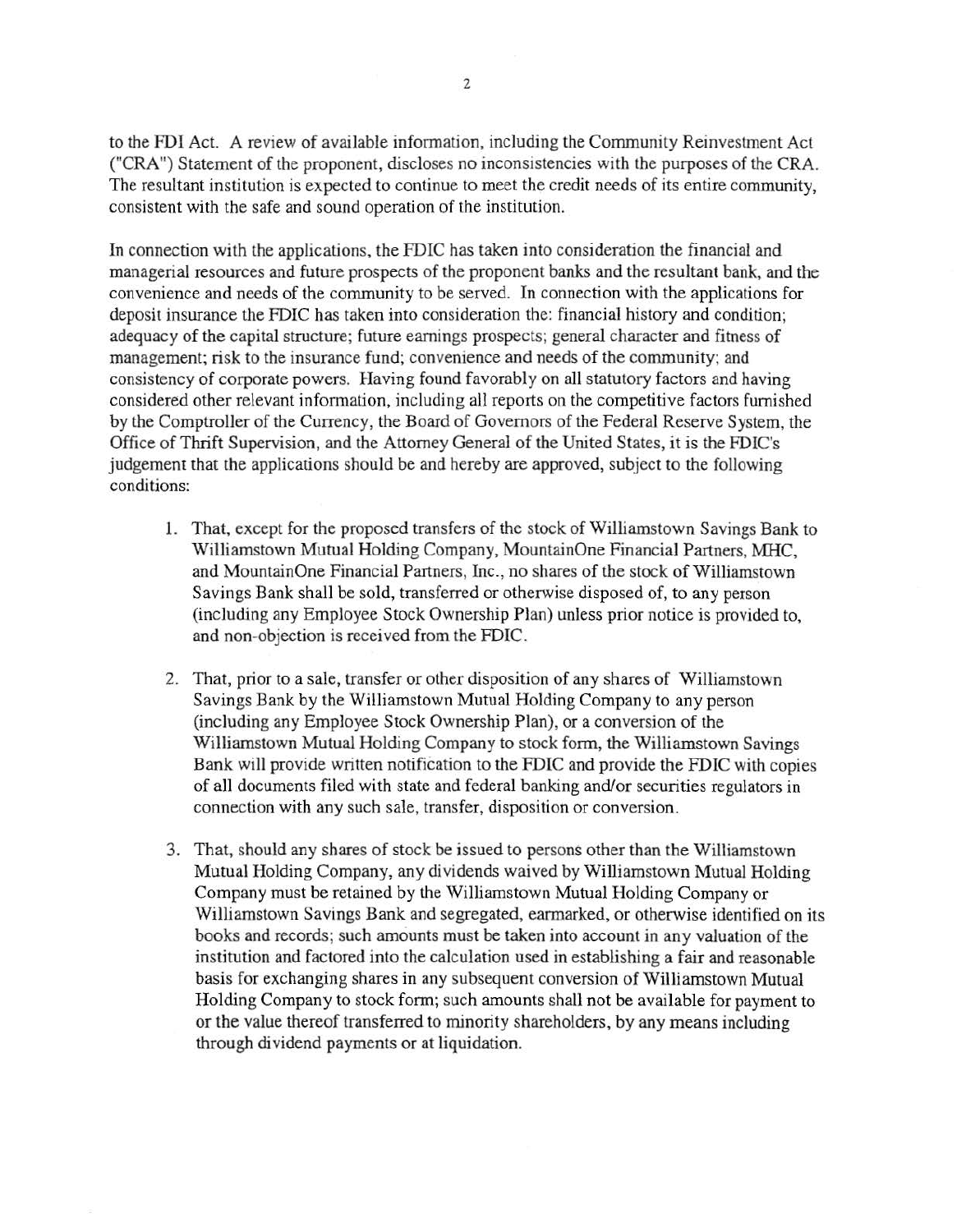to the FDI Act. A review of available information, including the Community Reinvestment Act ("CRA") Statement of the proponent, discloses no inconsistencies with the purposes of the CRA. The resultant institution is expected to continue to meet the credit needs of its entire community, consistent with the safe and sound operation of the institution.

In connection with the applications, the FDIC has taken into consideration the financial and managerial resources and future prospects of the proponent banks and the resultant bank, and the convenience and needs of the community to be served. In connection with the applications for deposit insurance the FDIC has taken into consideration the: financial history and condition; adequacy of the capital structure; future earnings prospects; general character and fitness of management; risk to the insurance fund; convenience and needs of the community; and consistency of corporate powers. Having found favorably on all statutory factors and having considered other relevant information, including all reports on the competitive factors furnished by the Comptroller of the Currency, the Board of Governors of the Federal Reserve System, the Office of Thrift Supervision, and the Attorney General of the United States, it is the FDIC's judgement that the applications should be and hereby are approved, subject to the following conditions:

1. That, except for the proposed transfers of the stock of Williamstown Savings Bank to Williamstown Mutual Holding Company, MountainOne Financial Partners, MHC, and MountainOne Financial Partners, Inc., no shares of the stock of Williamstown Savings Bank shall be sold, transferred or otherwise disposed of, to any person (including any Employee Stock Ownership Plan) unless prior notice is provided to, and non-objection is received from the FDIC.

2. That, prior to a sale, transfer or other disposition of any shares of Williamstown Savings Bank by the Williamstown Mutual Holding Company to any person (including any Employee Stock Ownership Plan), or a conversion of the Williamstown Mutual Holding Company to stock form, the Williamstown Savings Bank will provide written notification to the FDIC and provide the FDIC with copies of all documents filed with state and federal banking and/or securities regulators in connection with any such sale, transfer, disposition or conversion.

3. That, should any shares of stock be issued to persons other than the Williamstown Mutual Holding Company, any dividends waived by Williamstown Mutual Holding Company must be retained by the Williamstown Mutual Holding Company or Williamstown Savings Bank and segregated, earmarked, or otherwise identified on its books and records; such amounts must be taken into account in any valuation of the institution and factored into the calculation used in establishing a fair and reasonable basis for exchanging shares in any subsequent conversion of Williamstown Mutual Holding Company to stock form; such amounts shall not be available for payment to or the value thereof transferred to minority shareholders, by any means including through dividend payments or at liquidation.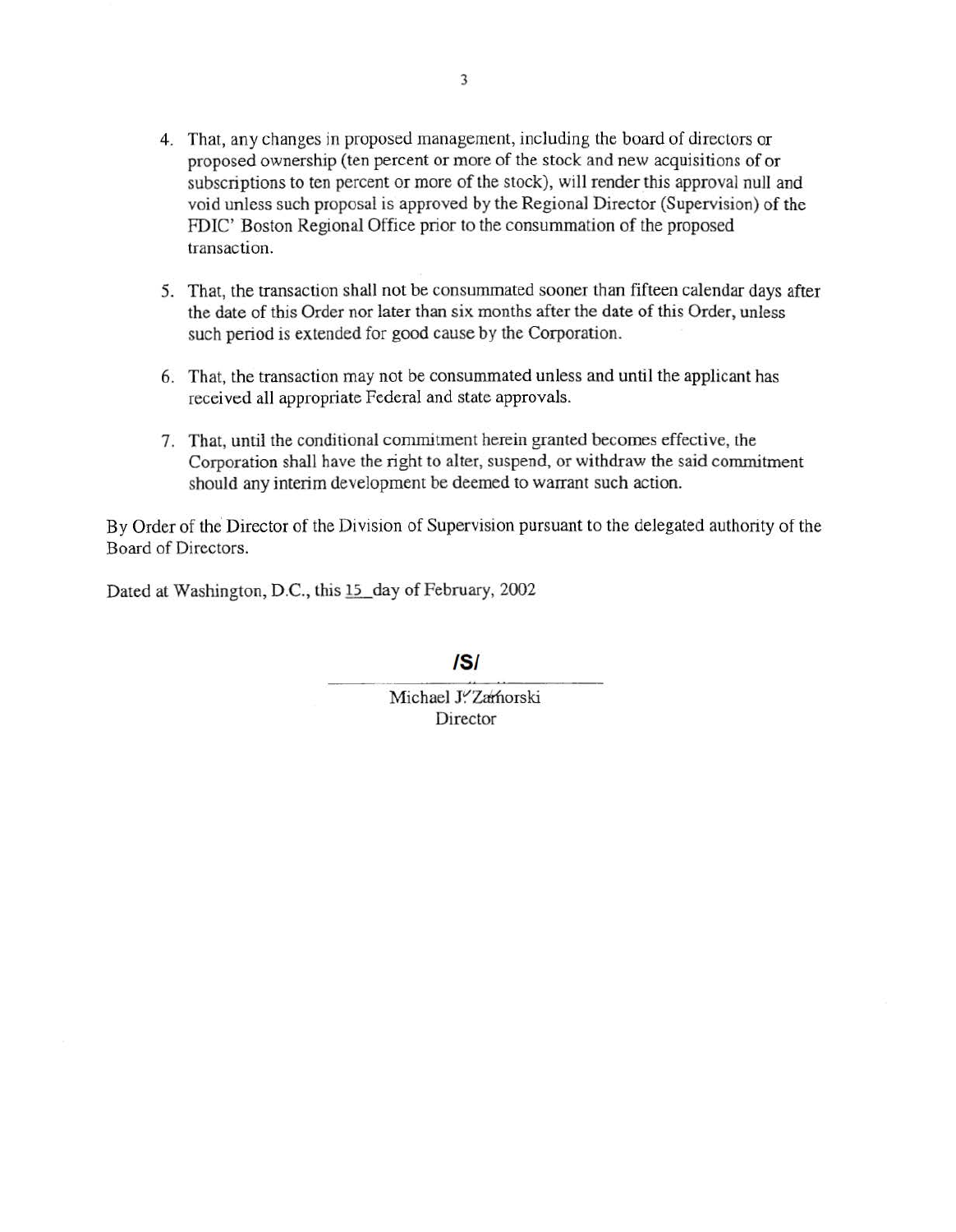4. That, any changes in proposed management, including the board of directors or proposed ownership (ten percent or more of the stock and new acquisitions of or subscriptions to ten percent or more of the stock), will render this approval null and void unless such proposal is approved by the Regional Director (Supervision) of the FDIC' Boston Regional Office prior to the consummation of the proposed transaction.

5. That, the transaction shall not be consummated sooner than fifteen calendar days after the date of this Order nor later than six months after the date of this Order, unless such period is extended for good cause by the Corporation.

6. That, the transaction may not be consummated unless and until the applicant has received all appropriate Federal and state approvals.

7. That, until the conditional commitment herein granted becomes effective, the Corporation shall have the right to alter, suspend, or withdraw the said commitment should any interim development be deemed to warrant such action.

By Order of the Director of the Division of Supervision pursuant to the delegated authority of the Board of Directors.

Dated at Washington, D.C., this 15 day of February, 2002

**/S/**

Michael J. Zamorski
Director